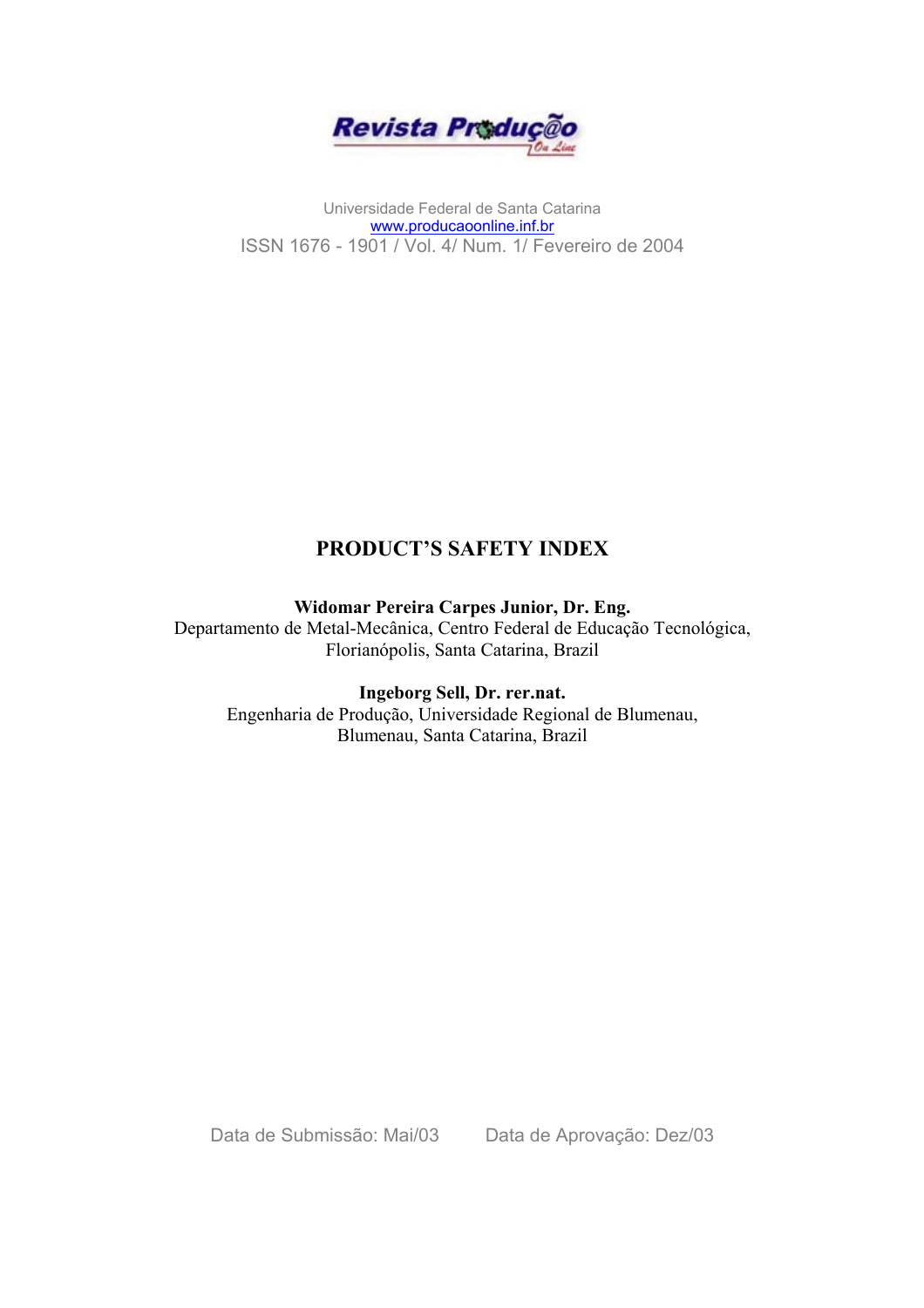Revista Produção On Line

Universidade Federal de Santa Catarina
www.producaoonline.inf.br
ISSN 1676 - 1901 / Vol. 4/ Num. 1/ Fevereiro de 2004

# PRODUCT'S SAFETY INDEX

**Widomar Pereira Carpes Junior, Dr. Eng.**
Departamento de Metal-Mecânica, Centro Federal de Educação Tecnológica, Florianópolis, Santa Catarina, Brazil

**Ingeborg Sell, Dr. rer.nat.**
Engenharia de Produção, Universidade Regional de Blumenau, Blumenau, Santa Catarina, Brazil

Data de Submissão: Mai/03 Data de Aprovação: Dez/03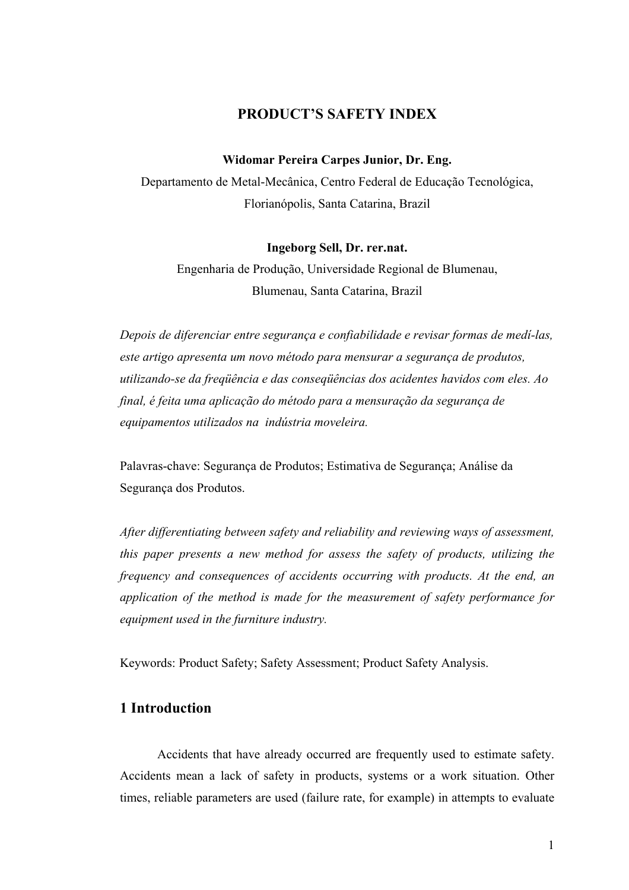# PRODUCT'S SAFETY INDEX

**Widomar Pereira Carpes Junior, Dr. Eng.**

Departamento de Metal-Mecânica, Centro Federal de Educação Tecnológica, Florianópolis, Santa Catarina, Brazil

**Ingeborg Sell, Dr. rer.nat.**

Engenharia de Produção, Universidade Regional de Blumenau, Blumenau, Santa Catarina, Brazil

*Depois de diferenciar entre segurança e confiabilidade e revisar formas de medí-las, este artigo apresenta um novo método para mensurar a segurança de produtos, utilizando-se da freqüência e das conseqüências dos acidentes havidos com eles. Ao final, é feita uma aplicação do método para a mensuração da segurança de equipamentos utilizados na indústria moveleira.*

Palavras-chave: Segurança de Produtos; Estimativa de Segurança; Análise da Segurança dos Produtos.

*After differentiating between safety and reliability and reviewing ways of assessment, this paper presents a new method for assess the safety of products, utilizing the frequency and consequences of accidents occurring with products. At the end, an application of the method is made for the measurement of safety performance for equipment used in the furniture industry.*

Keywords: Product Safety; Safety Assessment; Product Safety Analysis.

## 1 Introduction

Accidents that have already occurred are frequently used to estimate safety. Accidents mean a lack of safety in products, systems or a work situation. Other times, reliable parameters are used (failure rate, for example) in attempts to evaluate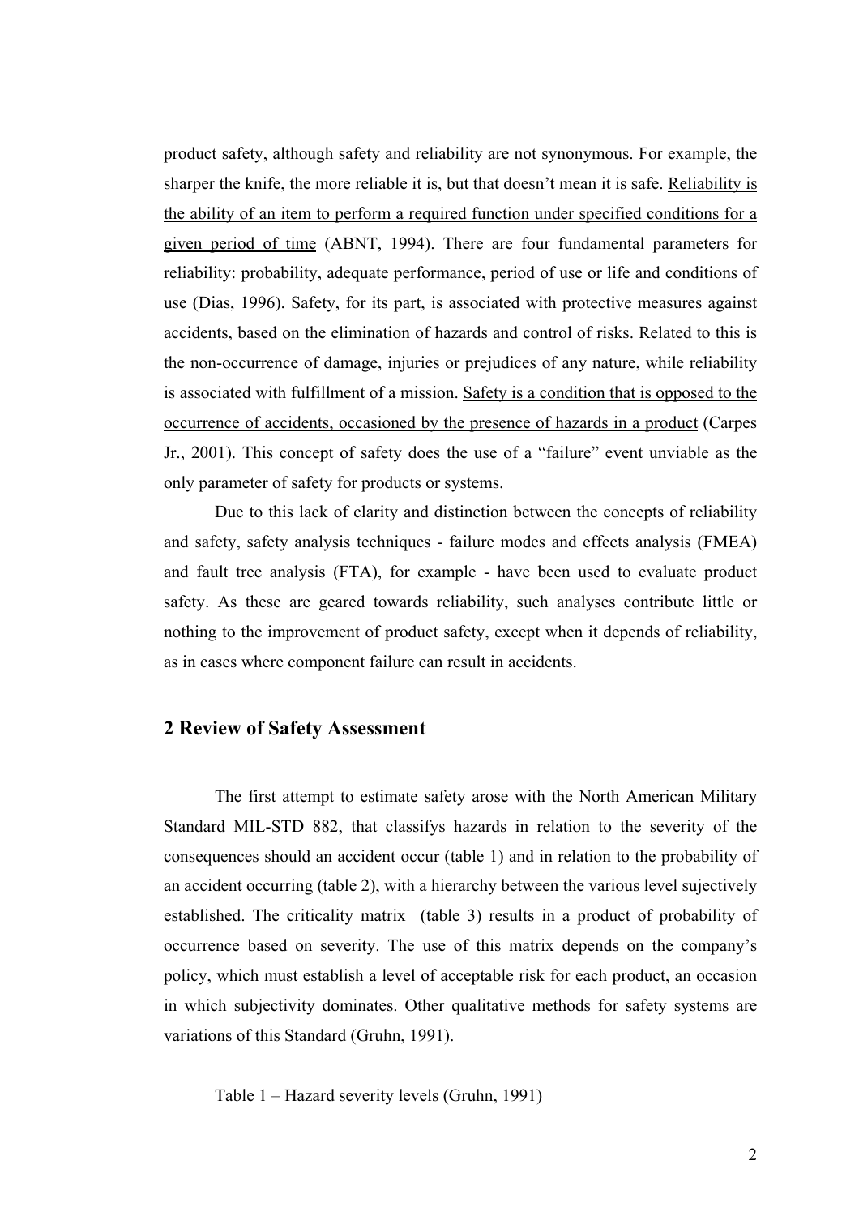product safety, although safety and reliability are not synonymous. For example, the sharper the knife, the more reliable it is, but that doesn't mean it is safe. <u>Reliability is the ability of an item to perform a required function under specified conditions for a given period of time</u> (ABNT, 1994). There are four fundamental parameters for reliability: probability, adequate performance, period of use or life and conditions of use (Dias, 1996). Safety, for its part, is associated with protective measures against accidents, based on the elimination of hazards and control of risks. Related to this is the non-occurrence of damage, injuries or prejudices of any nature, while reliability is associated with fulfillment of a mission. <u>Safety is a condition that is opposed to the occurrence of accidents, occasioned by the presence of hazards in a product</u> (Carpes Jr., 2001). This concept of safety does the use of a "failure" event unviable as the only parameter of safety for products or systems.

Due to this lack of clarity and distinction between the concepts of reliability and safety, safety analysis techniques - failure modes and effects analysis (FMEA) and fault tree analysis (FTA), for example - have been used to evaluate product safety. As these are geared towards reliability, such analyses contribute little or nothing to the improvement of product safety, except when it depends of reliability, as in cases where component failure can result in accidents.

## 2 Review of Safety Assessment

The first attempt to estimate safety arose with the North American Military Standard MIL-STD 882, that classifys hazards in relation to the severity of the consequences should an accident occur (table 1) and in relation to the probability of an accident occurring (table 2), with a hierarchy between the various level sujectively established. The criticality matrix (table 3) results in a product of probability of occurrence based on severity. The use of this matrix depends on the company's policy, which must establish a level of acceptable risk for each product, an occasion in which subjectivity dominates. Other qualitative methods for safety systems are variations of this Standard (Gruhn, 1991).

Table 1 – Hazard severity levels (Gruhn, 1991)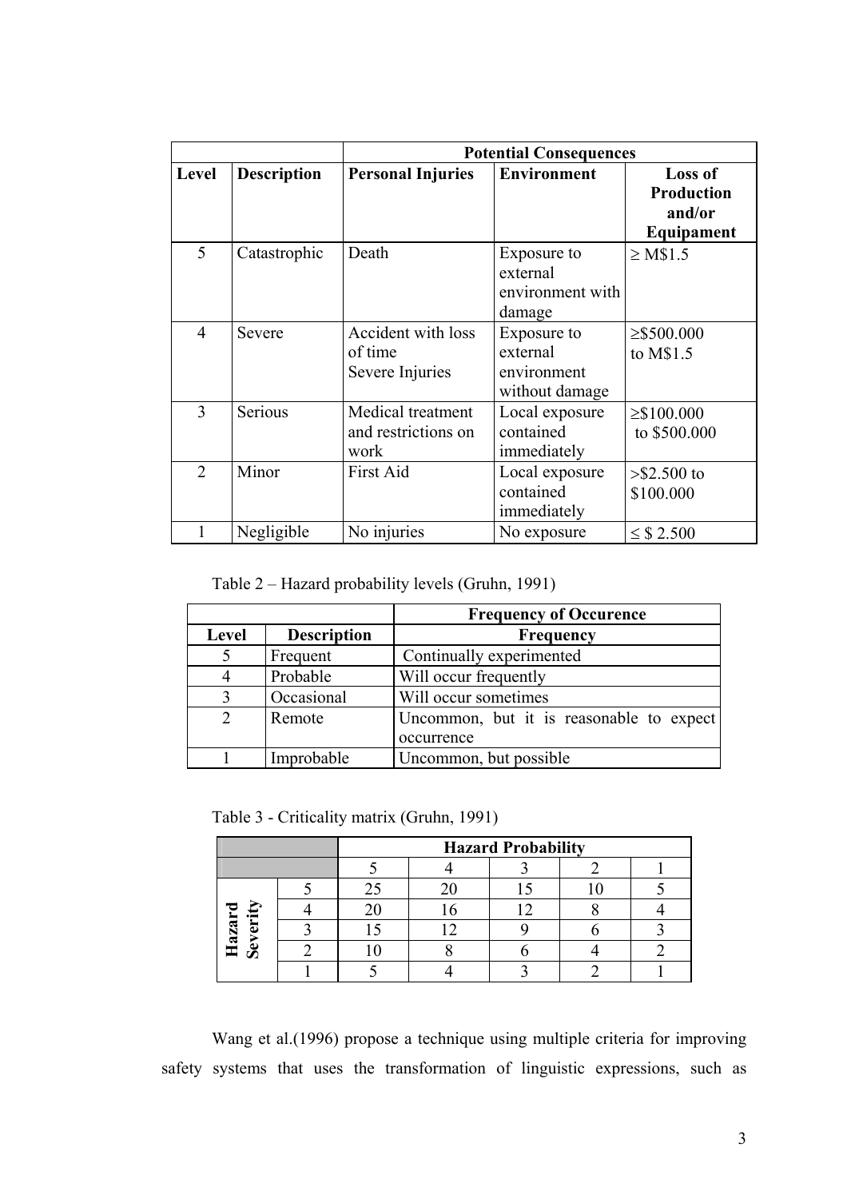| | | Potential Consequences | | |
|---|---|---|---|---|
| **Level** | **Description** | **Personal Injuries** | **Environment** | **Loss of Production and/or Equipament** |
| 5 | Catastrophic | Death | Exposure to external environment with damage | ≥ M$1.5 |
| 4 | Severe | Accident with loss of time Severe Injuries | Exposure to external environment without damage | ≥$500.000 to M$1.5 |
| 3 | Serious | Medical treatment and restrictions on work | Local exposure contained immediately | ≥$100.000 to $500.000 |
| 2 | Minor | First Aid | Local exposure contained immediately | >$2.500 to $100.000 |
| 1 | Negligible | No injuries | No exposure | ≤ $ 2.500 |

Table 2 – Hazard probability levels (Gruhn, 1991)

| | | Frequency of Occurence |
|---|---|---|
| **Level** | **Description** | **Frequency** |
| 5 | Frequent | Continually experimented |
| 4 | Probable | Will occur frequently |
| 3 | Occasional | Will occur sometimes |
| 2 | Remote | Uncommon, but it is reasonable to expect occurrence |
| 1 | Improbable | Uncommon, but possible |

Table 3 - Criticality matrix (Gruhn, 1991)

| | | Hazard Probability | | | | |
|---|---|---|---|---|---|---|
| | | 5 | 4 | 3 | 2 | 1 |
| **Hazard Severity** | 5 | 25 | 20 | 15 | 10 | 5 |
| | 4 | 20 | 16 | 12 | 8 | 4 |
| | 3 | 15 | 12 | 9 | 6 | 3 |
| | 2 | 10 | 8 | 6 | 4 | 2 |
| | 1 | 5 | 4 | 3 | 2 | 1 |

Wang et al.(1996) propose a technique using multiple criteria for improving safety systems that uses the transformation of linguistic expressions, such as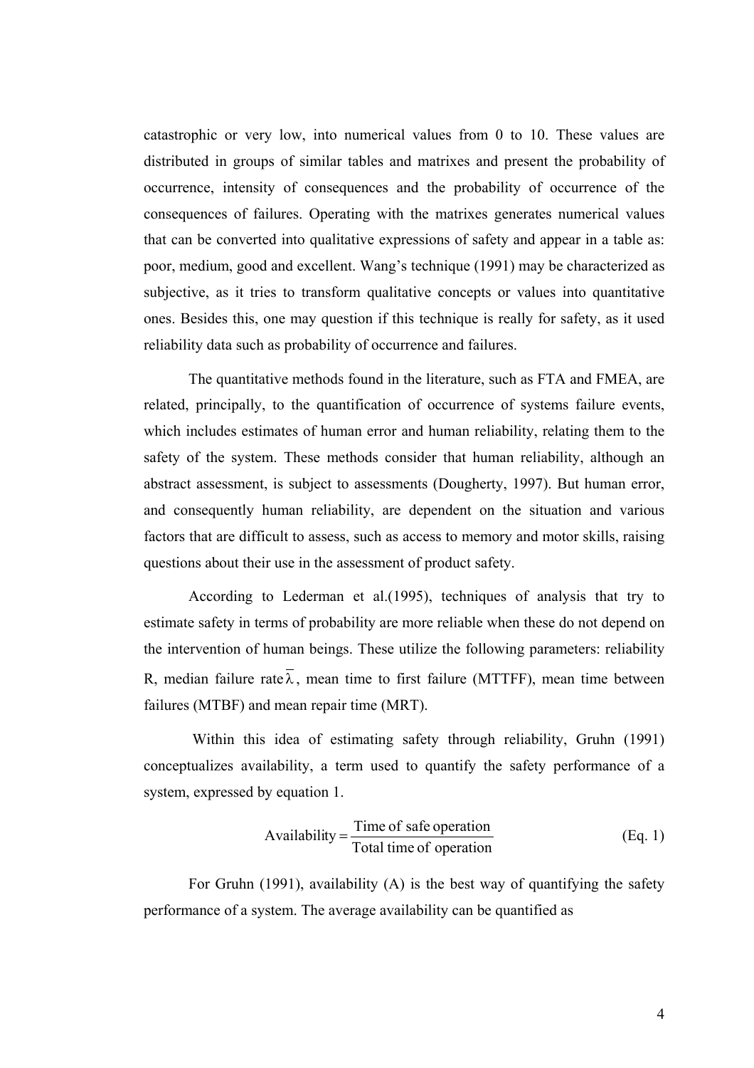catastrophic or very low, into numerical values from 0 to 10. These values are distributed in groups of similar tables and matrixes and present the probability of occurrence, intensity of consequences and the probability of occurrence of the consequences of failures. Operating with the matrixes generates numerical values that can be converted into qualitative expressions of safety and appear in a table as: poor, medium, good and excellent. Wang's technique (1991) may be characterized as subjective, as it tries to transform qualitative concepts or values into quantitative ones. Besides this, one may question if this technique is really for safety, as it used reliability data such as probability of occurrence and failures.

The quantitative methods found in the literature, such as FTA and FMEA, are related, principally, to the quantification of occurrence of systems failure events, which includes estimates of human error and human reliability, relating them to the safety of the system. These methods consider that human reliability, although an abstract assessment, is subject to assessments (Dougherty, 1997). But human error, and consequently human reliability, are dependent on the situation and various factors that are difficult to assess, such as access to memory and motor skills, raising questions about their use in the assessment of product safety.

According to Lederman et al.(1995), techniques of analysis that try to estimate safety in terms of probability are more reliable when these do not depend on the intervention of human beings. These utilize the following parameters: reliability R, median failure rate $\overline{\lambda}$, mean time to first failure (MTTFF), mean time between failures (MTBF) and mean repair time (MRT).

Within this idea of estimating safety through reliability, Gruhn (1991) conceptualizes availability, a term used to quantify the safety performance of a system, expressed by equation 1.

$$\text{Availability} = \frac{\text{Time of safe operation}}{\text{Total time of operation}} \qquad \text{(Eq. 1)}$$

For Gruhn (1991), availability (A) is the best way of quantifying the safety performance of a system. The average availability can be quantified as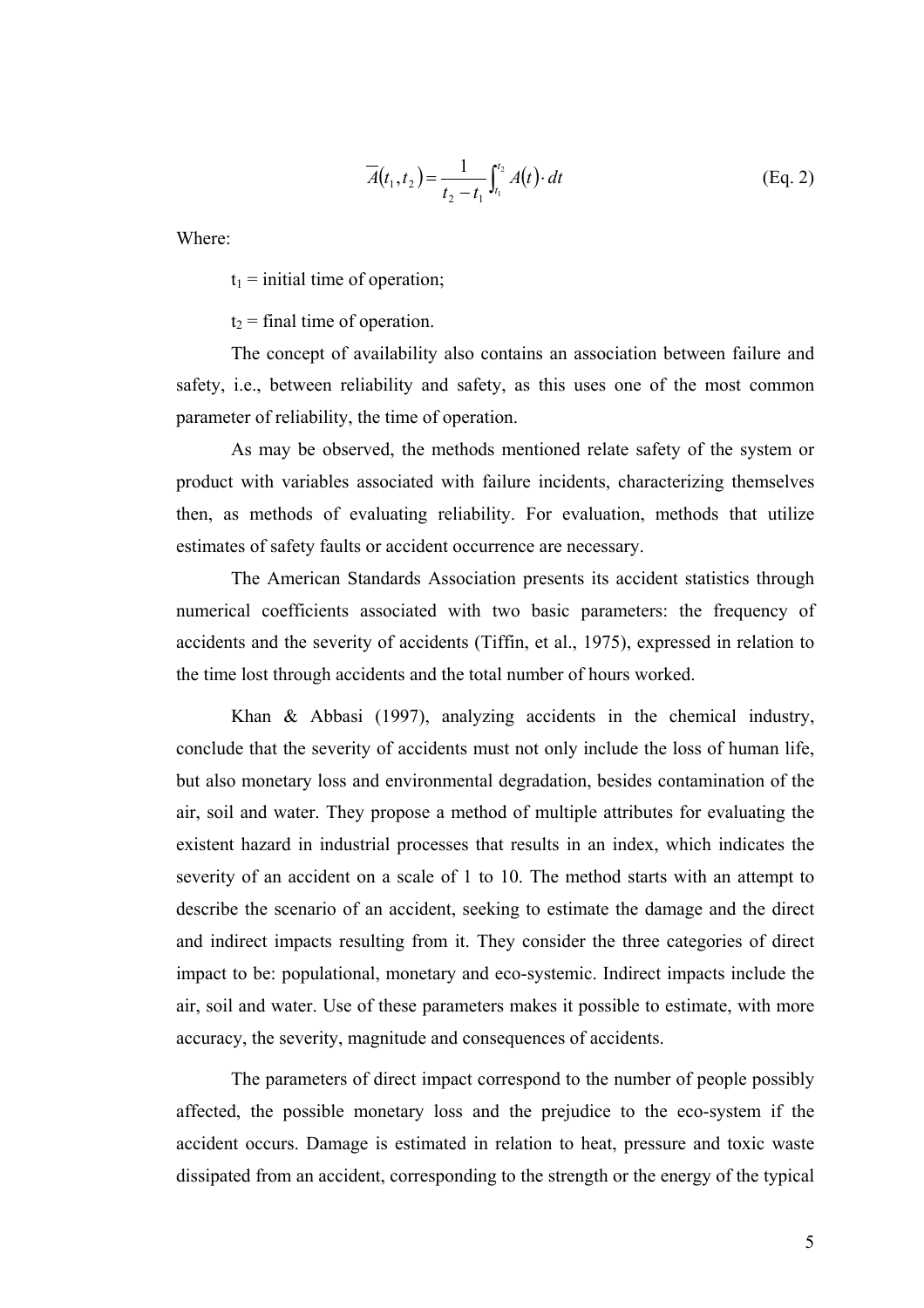$$\overline{A}(t_1, t_2) = \frac{1}{t_2 - t_1} \int_{t_1}^{t_2} A(t) \cdot dt \qquad \text{(Eq. 2)}$$

Where:

$t_1$ = initial time of operation;

$t_2$ = final time of operation.

The concept of availability also contains an association between failure and safety, i.e., between reliability and safety, as this uses one of the most common parameter of reliability, the time of operation.

As may be observed, the methods mentioned relate safety of the system or product with variables associated with failure incidents, characterizing themselves then, as methods of evaluating reliability. For evaluation, methods that utilize estimates of safety faults or accident occurrence are necessary.

The American Standards Association presents its accident statistics through numerical coefficients associated with two basic parameters: the frequency of accidents and the severity of accidents (Tiffin, et al., 1975), expressed in relation to the time lost through accidents and the total number of hours worked.

Khan & Abbasi (1997), analyzing accidents in the chemical industry, conclude that the severity of accidents must not only include the loss of human life, but also monetary loss and environmental degradation, besides contamination of the air, soil and water. They propose a method of multiple attributes for evaluating the existent hazard in industrial processes that results in an index, which indicates the severity of an accident on a scale of 1 to 10. The method starts with an attempt to describe the scenario of an accident, seeking to estimate the damage and the direct and indirect impacts resulting from it. They consider the three categories of direct impact to be: populational, monetary and eco-systemic. Indirect impacts include the air, soil and water. Use of these parameters makes it possible to estimate, with more accuracy, the severity, magnitude and consequences of accidents.

The parameters of direct impact correspond to the number of people possibly affected, the possible monetary loss and the prejudice to the eco-system if the accident occurs. Damage is estimated in relation to heat, pressure and toxic waste dissipated from an accident, corresponding to the strength or the energy of the typical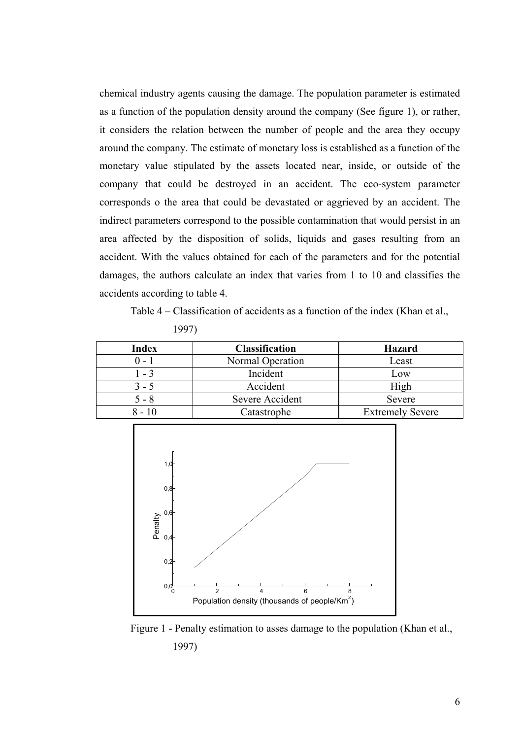chemical industry agents causing the damage. The population parameter is estimated as a function of the population density around the company (See figure 1), or rather, it considers the relation between the number of people and the area they occupy around the company. The estimate of monetary loss is established as a function of the monetary value stipulated by the assets located near, inside, or outside of the company that could be destroyed in an accident. The eco-system parameter corresponds o the area that could be devastated or aggrieved by an accident. The indirect parameters correspond to the possible contamination that would persist in an area affected by the disposition of solids, liquids and gases resulting from an accident. With the values obtained for each of the parameters and for the potential damages, the authors calculate an index that varies from 1 to 10 and classifies the accidents according to table 4.

Table 4 – Classification of accidents as a function of the index (Khan et al., 1997)

| Index | Classification | Hazard |
|---|---|---|
| 0 - 1 | Normal Operation | Least |
| 1 - 3 | Incident | Low |
| 3 - 5 | Accident | High |
| 5 - 8 | Severe Accident | Severe |
| 8 - 10 | Catastrophe | Extremely Severe |

Figure 1 - Penalty estimation to asses damage to the population (Khan et al., 1997)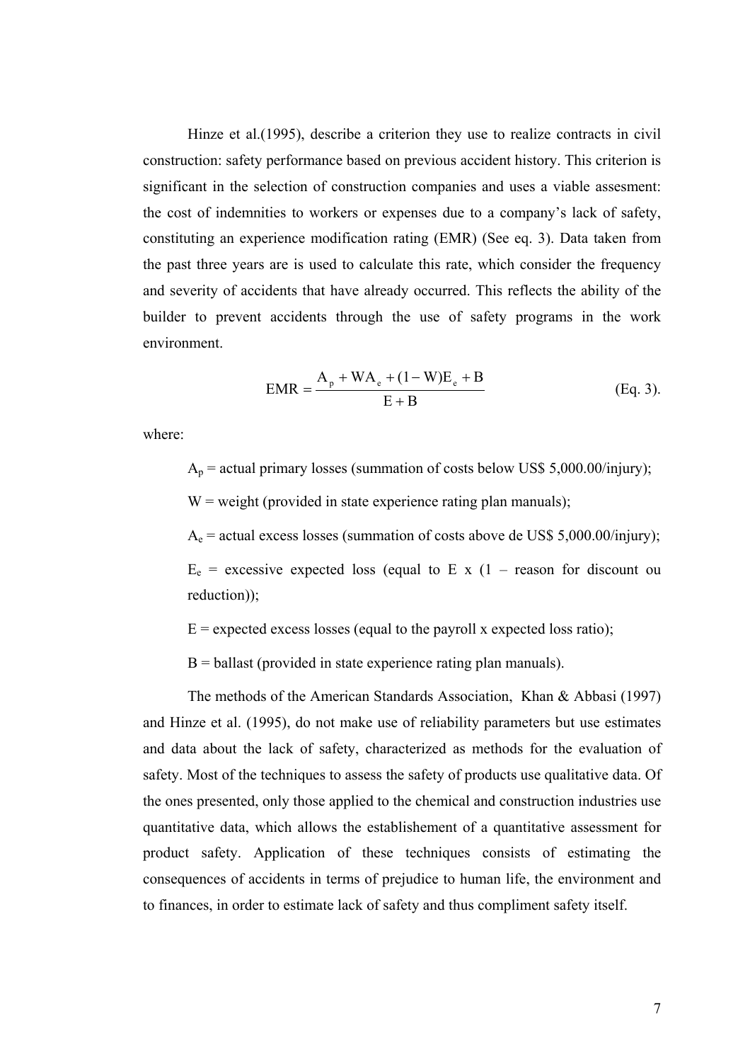Hinze et al.(1995), describe a criterion they use to realize contracts in civil construction: safety performance based on previous accident history. This criterion is significant in the selection of construction companies and uses a viable assesment: the cost of indemnities to workers or expenses due to a company's lack of safety, constituting an experience modification rating (EMR) (See eq. 3). Data taken from the past three years are is used to calculate this rate, which consider the frequency and severity of accidents that have already occurred. This reflects the ability of the builder to prevent accidents through the use of safety programs in the work environment.

$$EMR = \frac{A_p + WA_e + (1-W)E_e + B}{E + B} \quad \text{(Eq. 3).}$$

where:

$A_p$ = actual primary losses (summation of costs below US\$ 5,000.00/injury);

W = weight (provided in state experience rating plan manuals);

$A_e$ = actual excess losses (summation of costs above de US\$ 5,000.00/injury);

$E_e$ = excessive expected loss (equal to E x (1 – reason for discount ou reduction));

E = expected excess losses (equal to the payroll x expected loss ratio);

B = ballast (provided in state experience rating plan manuals).

The methods of the American Standards Association, Khan & Abbasi (1997) and Hinze et al. (1995), do not make use of reliability parameters but use estimates and data about the lack of safety, characterized as methods for the evaluation of safety. Most of the techniques to assess the safety of products use qualitative data. Of the ones presented, only those applied to the chemical and construction industries use quantitative data, which allows the establishement of a quantitative assessment for product safety. Application of these techniques consists of estimating the consequences of accidents in terms of prejudice to human life, the environment and to finances, in order to estimate lack of safety and thus compliment safety itself.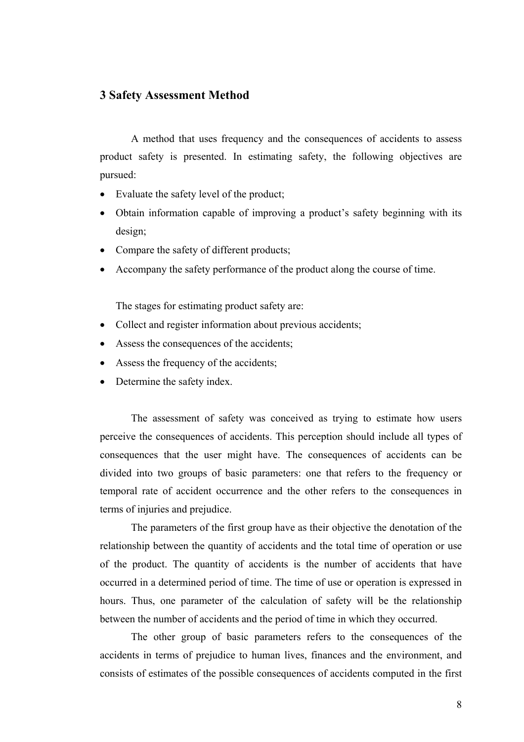## 3 Safety Assessment Method

A method that uses frequency and the consequences of accidents to assess product safety is presented. In estimating safety, the following objectives are pursued:

- Evaluate the safety level of the product;
- Obtain information capable of improving a product's safety beginning with its design;
- Compare the safety of different products;
- Accompany the safety performance of the product along the course of time.

The stages for estimating product safety are:

- Collect and register information about previous accidents;
- Assess the consequences of the accidents;
- Assess the frequency of the accidents;
- Determine the safety index.

The assessment of safety was conceived as trying to estimate how users perceive the consequences of accidents. This perception should include all types of consequences that the user might have. The consequences of accidents can be divided into two groups of basic parameters: one that refers to the frequency or temporal rate of accident occurrence and the other refers to the consequences in terms of injuries and prejudice.

The parameters of the first group have as their objective the denotation of the relationship between the quantity of accidents and the total time of operation or use of the product. The quantity of accidents is the number of accidents that have occurred in a determined period of time. The time of use or operation is expressed in hours. Thus, one parameter of the calculation of safety will be the relationship between the number of accidents and the period of time in which they occurred.

The other group of basic parameters refers to the consequences of the accidents in terms of prejudice to human lives, finances and the environment, and consists of estimates of the possible consequences of accidents computed in the first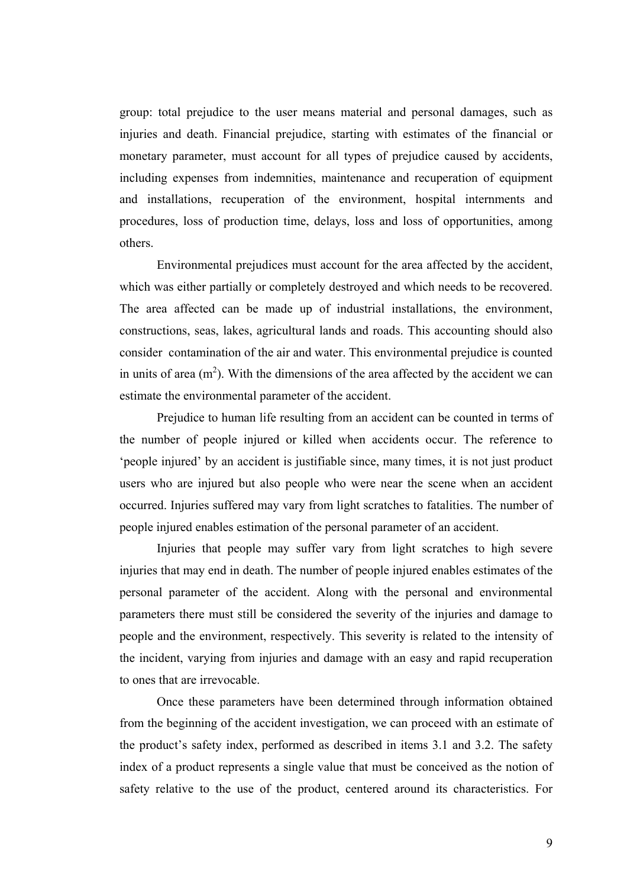group: total prejudice to the user means material and personal damages, such as injuries and death. Financial prejudice, starting with estimates of the financial or monetary parameter, must account for all types of prejudice caused by accidents, including expenses from indemnities, maintenance and recuperation of equipment and installations, recuperation of the environment, hospital internments and procedures, loss of production time, delays, loss and loss of opportunities, among others.

Environmental prejudices must account for the area affected by the accident, which was either partially or completely destroyed and which needs to be recovered. The area affected can be made up of industrial installations, the environment, constructions, seas, lakes, agricultural lands and roads. This accounting should also consider contamination of the air and water. This environmental prejudice is counted in units of area ($m^2$). With the dimensions of the area affected by the accident we can estimate the environmental parameter of the accident.

Prejudice to human life resulting from an accident can be counted in terms of the number of people injured or killed when accidents occur. The reference to 'people injured' by an accident is justifiable since, many times, it is not just product users who are injured but also people who were near the scene when an accident occurred. Injuries suffered may vary from light scratches to fatalities. The number of people injured enables estimation of the personal parameter of an accident.

Injuries that people may suffer vary from light scratches to high severe injuries that may end in death. The number of people injured enables estimates of the personal parameter of the accident. Along with the personal and environmental parameters there must still be considered the severity of the injuries and damage to people and the environment, respectively. This severity is related to the intensity of the incident, varying from injuries and damage with an easy and rapid recuperation to ones that are irrevocable.

Once these parameters have been determined through information obtained from the beginning of the accident investigation, we can proceed with an estimate of the product's safety index, performed as described in items 3.1 and 3.2. The safety index of a product represents a single value that must be conceived as the notion of safety relative to the use of the product, centered around its characteristics. For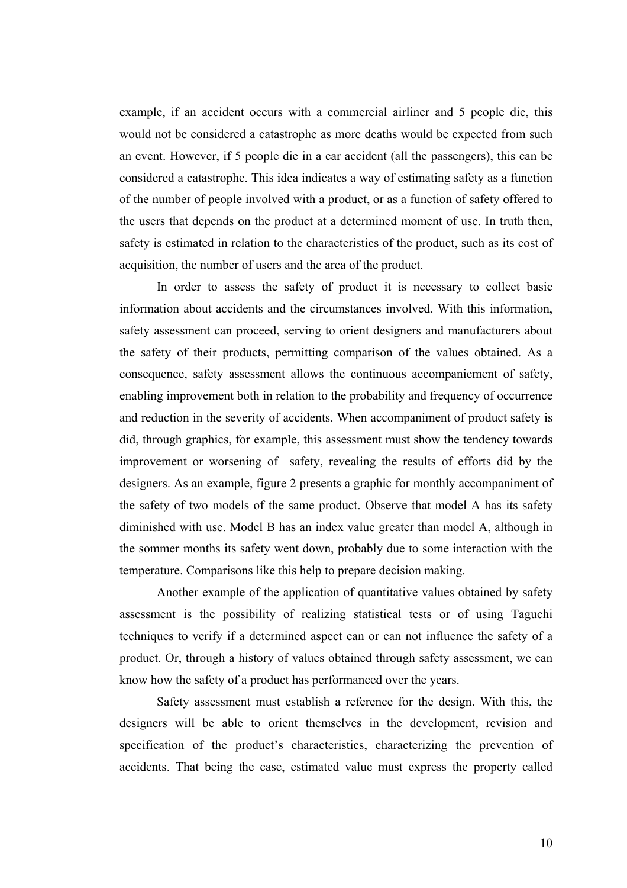example, if an accident occurs with a commercial airliner and 5 people die, this would not be considered a catastrophe as more deaths would be expected from such an event. However, if 5 people die in a car accident (all the passengers), this can be considered a catastrophe. This idea indicates a way of estimating safety as a function of the number of people involved with a product, or as a function of safety offered to the users that depends on the product at a determined moment of use. In truth then, safety is estimated in relation to the characteristics of the product, such as its cost of acquisition, the number of users and the area of the product.

In order to assess the safety of product it is necessary to collect basic information about accidents and the circumstances involved. With this information, safety assessment can proceed, serving to orient designers and manufacturers about the safety of their products, permitting comparison of the values obtained. As a consequence, safety assessment allows the continuous accompaniement of safety, enabling improvement both in relation to the probability and frequency of occurrence and reduction in the severity of accidents. When accompaniment of product safety is did, through graphics, for example, this assessment must show the tendency towards improvement or worsening of safety, revealing the results of efforts did by the designers. As an example, figure 2 presents a graphic for monthly accompaniment of the safety of two models of the same product. Observe that model A has its safety diminished with use. Model B has an index value greater than model A, although in the sommer months its safety went down, probably due to some interaction with the temperature. Comparisons like this help to prepare decision making.

Another example of the application of quantitative values obtained by safety assessment is the possibility of realizing statistical tests or of using Taguchi techniques to verify if a determined aspect can or can not influence the safety of a product. Or, through a history of values obtained through safety assessment, we can know how the safety of a product has performanced over the years.

Safety assessment must establish a reference for the design. With this, the designers will be able to orient themselves in the development, revision and specification of the product's characteristics, characterizing the prevention of accidents. That being the case, estimated value must express the property called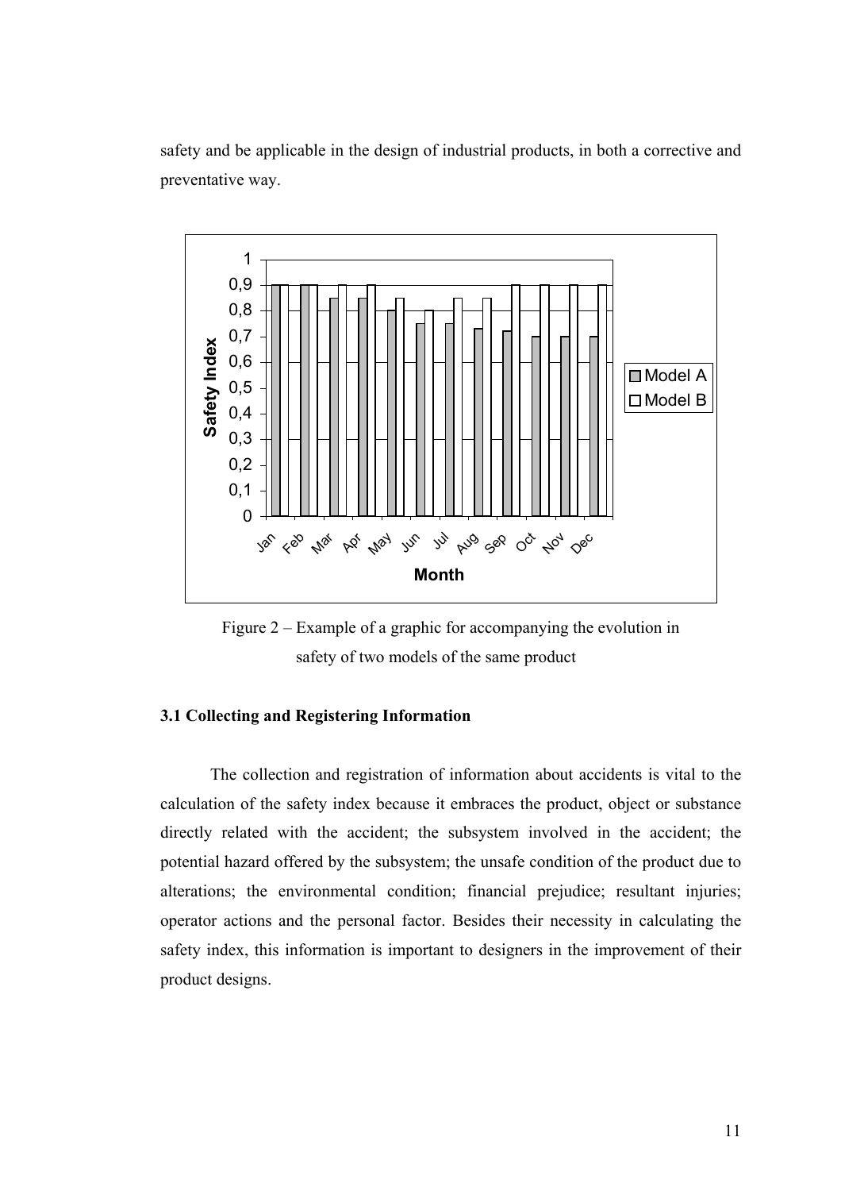safety and be applicable in the design of industrial products, in both a corrective and preventative way.

Safety Index

1
0,9
0,8
0,7
0,6
0,5
0,4
0,3
0,2
0,1
0

Jan Feb Mar Apr May Jun Jul Aug Sep Oct Nov Dec

Month

Model A
Model B

Figure 2 – Example of a graphic for accompanying the evolution in safety of two models of the same product

### 3.1 Collecting and Registering Information

The collection and registration of information about accidents is vital to the calculation of the safety index because it embraces the product, object or substance directly related with the accident; the subsystem involved in the accident; the potential hazard offered by the subsystem; the unsafe condition of the product due to alterations; the environmental condition; financial prejudice; resultant injuries; operator actions and the personal factor. Besides their necessity in calculating the safety index, this information is important to designers in the improvement of their product designs.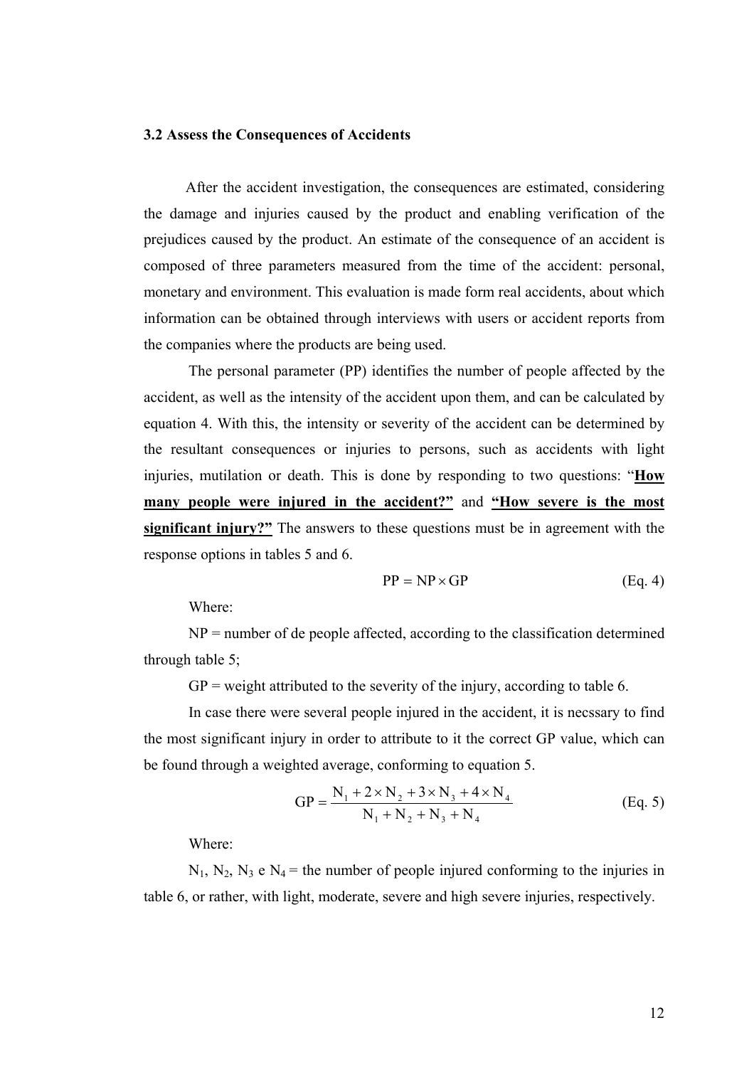### 3.2 Assess the Consequences of Accidents

After the accident investigation, the consequences are estimated, considering the damage and injuries caused by the product and enabling verification of the prejudices caused by the product. An estimate of the consequence of an accident is composed of three parameters measured from the time of the accident: personal, monetary and environment. This evaluation is made form real accidents, about which information can be obtained through interviews with users or accident reports from the companies where the products are being used.

The personal parameter (PP) identifies the number of people affected by the accident, as well as the intensity of the accident upon them, and can be calculated by equation 4. With this, the intensity or severity of the accident can be determined by the resultant consequences or injuries to persons, such as accidents with light injuries, mutilation or death. This is done by responding to two questions: "**<u>How many people were injured in the accident?"</u>** and **<u>"How severe is the most significant injury?"</u>** The answers to these questions must be in agreement with the response options in tables 5 and 6.

$$PP = NP \times GP \qquad \text{(Eq. 4)}$$

Where:

NP = number of de people affected, according to the classification determined through table 5;

GP = weight attributed to the severity of the injury, according to table 6.

In case there were several people injured in the accident, it is necssary to find the most significant injury in order to attribute to it the correct GP value, which can be found through a weighted average, conforming to equation 5.

$$GP = \frac{N_1 + 2 \times N_2 + 3 \times N_3 + 4 \times N_4}{N_1 + N_2 + N_3 + N_4} \qquad \text{(Eq. 5)}$$

Where:

$N_1$, $N_2$, $N_3$ e $N_4$ = the number of people injured conforming to the injuries in table 6, or rather, with light, moderate, severe and high severe injuries, respectively.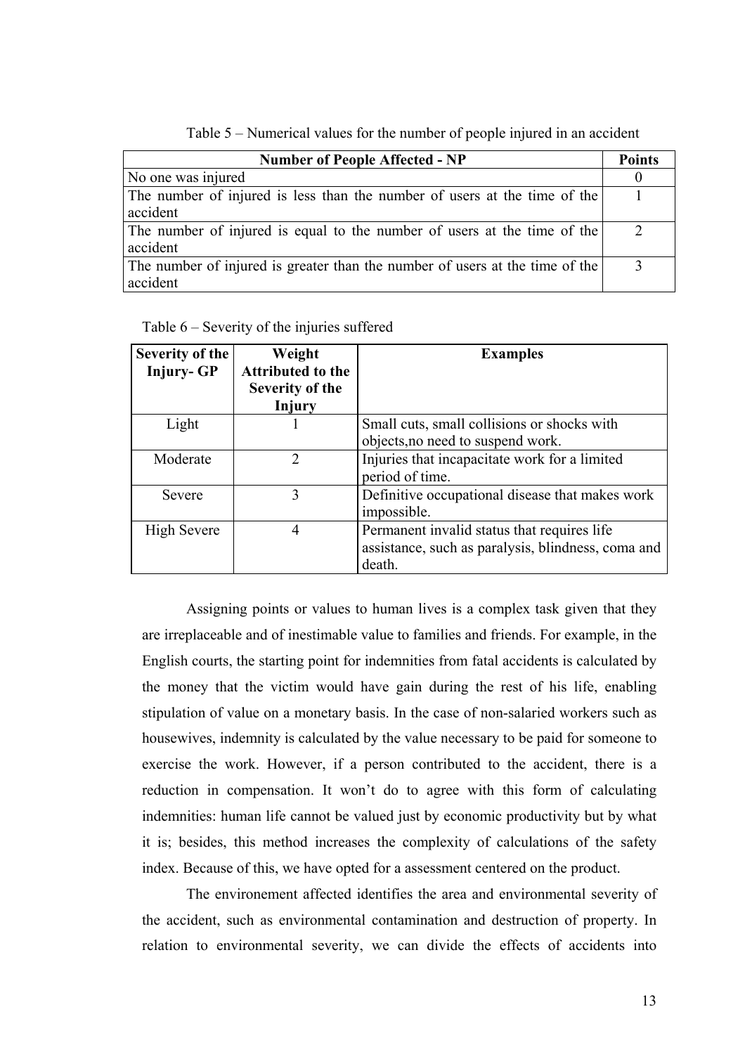Table 5 – Numerical values for the number of people injured in an accident

| Number of People Affected - NP | Points |
|---|---|
| No one was injured | 0 |
| The number of injured is less than the number of users at the time of the accident | 1 |
| The number of injured is equal to the number of users at the time of the accident | 2 |
| The number of injured is greater than the number of users at the time of the accident | 3 |

Table 6 – Severity of the injuries suffered

| Severity of the Injury- GP | Weight Attributed to the Severity of the Injury | Examples |
|---|---|---|
| Light | 1 | Small cuts, small collisions or shocks with objects,no need to suspend work. |
| Moderate | 2 | Injuries that incapacitate work for a limited period of time. |
| Severe | 3 | Definitive occupational disease that makes work impossible. |
| High Severe | 4 | Permanent invalid status that requires life assistance, such as paralysis, blindness, coma and death. |

Assigning points or values to human lives is a complex task given that they are irreplaceable and of inestimable value to families and friends. For example, in the English courts, the starting point for indemnities from fatal accidents is calculated by the money that the victim would have gain during the rest of his life, enabling stipulation of value on a monetary basis. In the case of non-salaried workers such as housewives, indemnity is calculated by the value necessary to be paid for someone to exercise the work. However, if a person contributed to the accident, there is a reduction in compensation. It won't do to agree with this form of calculating indemnities: human life cannot be valued just by economic productivity but by what it is; besides, this method increases the complexity of calculations of the safety index. Because of this, we have opted for a assessment centered on the product.

The environement affected identifies the area and environmental severity of the accident, such as environmental contamination and destruction of property. In relation to environmental severity, we can divide the effects of accidents into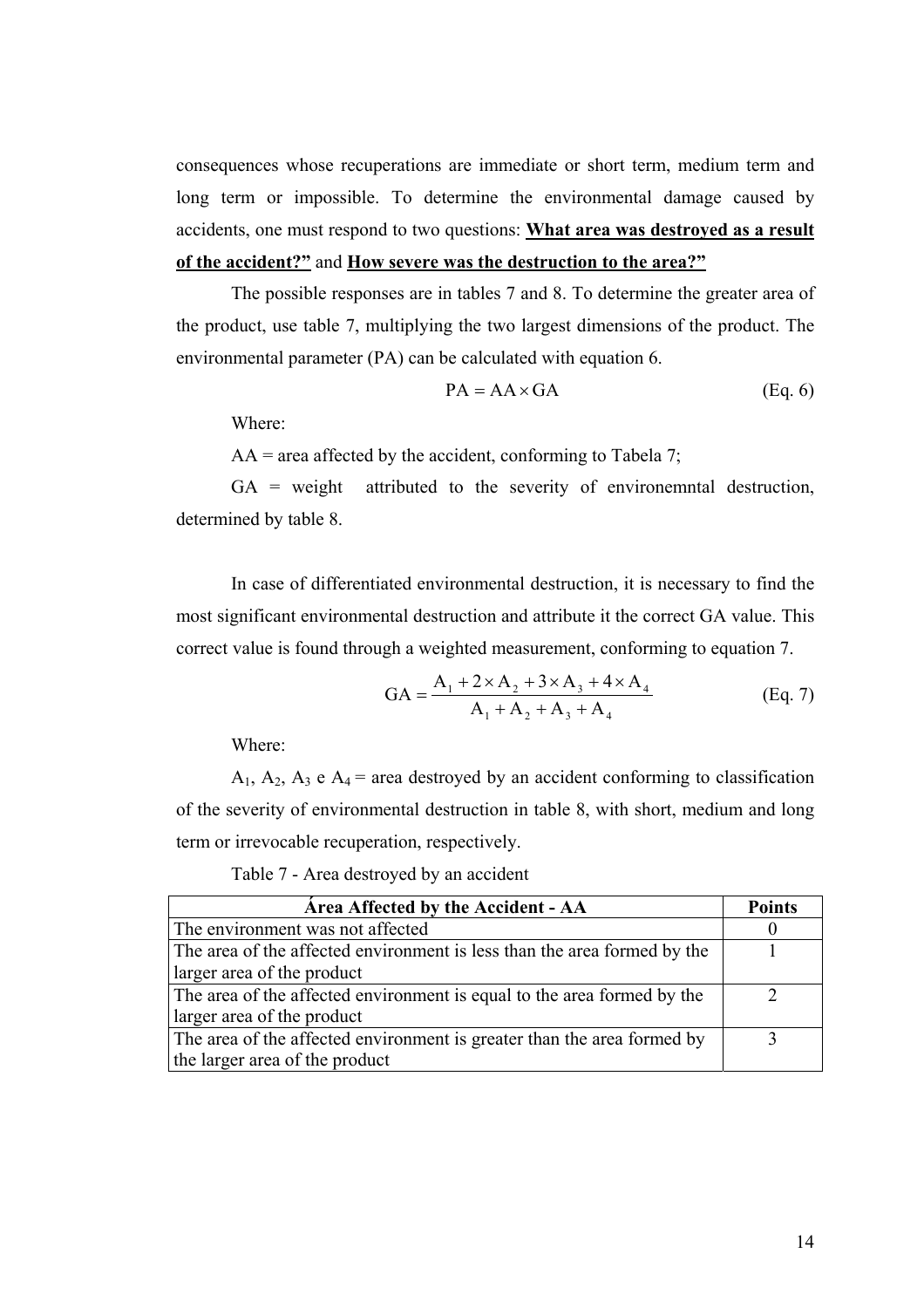consequences whose recuperations are immediate or short term, medium term and long term or impossible. To determine the environmental damage caused by accidents, one must respond to two questions: **<u>What area was destroyed as a result of the accident?”</u>** and **<u>How severe was the destruction to the area?”</u>**

The possible responses are in tables 7 and 8. To determine the greater area of the product, use table 7, multiplying the two largest dimensions of the product. The environmental parameter (PA) can be calculated with equation 6.

$$PA = AA \times GA \qquad \text{(Eq. 6)}$$

Where:

AA = area affected by the accident, conforming to Tabela 7;

GA = weight attributed to the severity of environemntal destruction, determined by table 8.

In case of differentiated environmental destruction, it is necessary to find the most significant environmental destruction and attribute it the correct GA value. This correct value is found through a weighted measurement, conforming to equation 7.

$$GA = \frac{A_1 + 2 \times A_2 + 3 \times A_3 + 4 \times A_4}{A_1 + A_2 + A_3 + A_4} \qquad \text{(Eq. 7)}$$

Where:

$A_1$, $A_2$, $A_3$ e $A_4$ = area destroyed by an accident conforming to classification of the severity of environmental destruction in table 8, with short, medium and long term or irrevocable recuperation, respectively.

Table 7 - Area destroyed by an accident

| Área Affected by the Accident - AA | Points |
|---|---|
| The environment was not affected | 0 |
| The area of the affected environment is less than the area formed by the larger area of the product | 1 |
| The area of the affected environment is equal to the area formed by the larger area of the product | 2 |
| The area of the affected environment is greater than the area formed by the larger area of the product | 3 |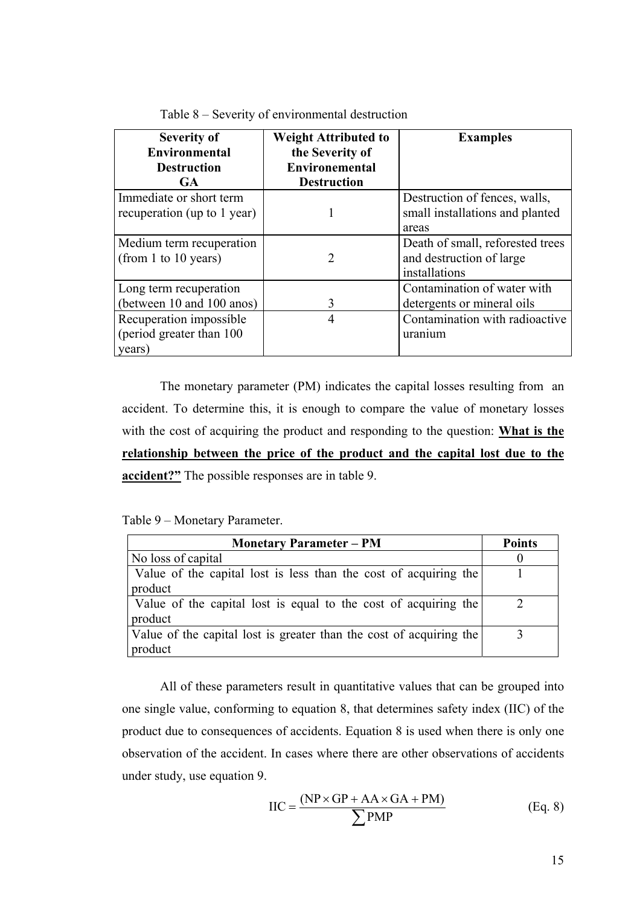Table 8 – Severity of environmental destruction

| Severity of Environmental Destruction GA | Weight Attributed to the Severity of Environemental Destruction | Examples |
|---|---|---|
| Immediate or short term recuperation (up to 1 year) | 1 | Destruction of fences, walls, small installations and planted areas |
| Medium term recuperation (from 1 to 10 years) | 2 | Death of small, reforested trees and destruction of large installations |
| Long term recuperation (between 10 and 100 anos) | 3 | Contamination of water with detergents or mineral oils |
| Recuperation impossible (period greater than 100 years) | 4 | Contamination with radioactive uranium |

The monetary parameter (PM) indicates the capital losses resulting from an accident. To determine this, it is enough to compare the value of monetary losses with the cost of acquiring the product and responding to the question: **What is the relationship between the price of the product and the capital lost due to the accident?"** The possible responses are in table 9.

Table 9 – Monetary Parameter.

| Monetary Parameter – PM | Points |
|---|---|
| No loss of capital | 0 |
| Value of the capital lost is less than the cost of acquiring the product | 1 |
| Value of the capital lost is equal to the cost of acquiring the product | 2 |
| Value of the capital lost is greater than the cost of acquiring the product | 3 |

All of these parameters result in quantitative values that can be grouped into one single value, conforming to equation 8, that determines safety index (IIC) of the product due to consequences of accidents. Equation 8 is used when there is only one observation of the accident. In cases where there are other observations of accidents under study, use equation 9.

$$\mathrm{IIC} = \frac{(\mathrm{NP} \times \mathrm{GP} + \mathrm{AA} \times \mathrm{GA} + \mathrm{PM})}{\sum \mathrm{PMP}} \quad \text{(Eq. 8)}$$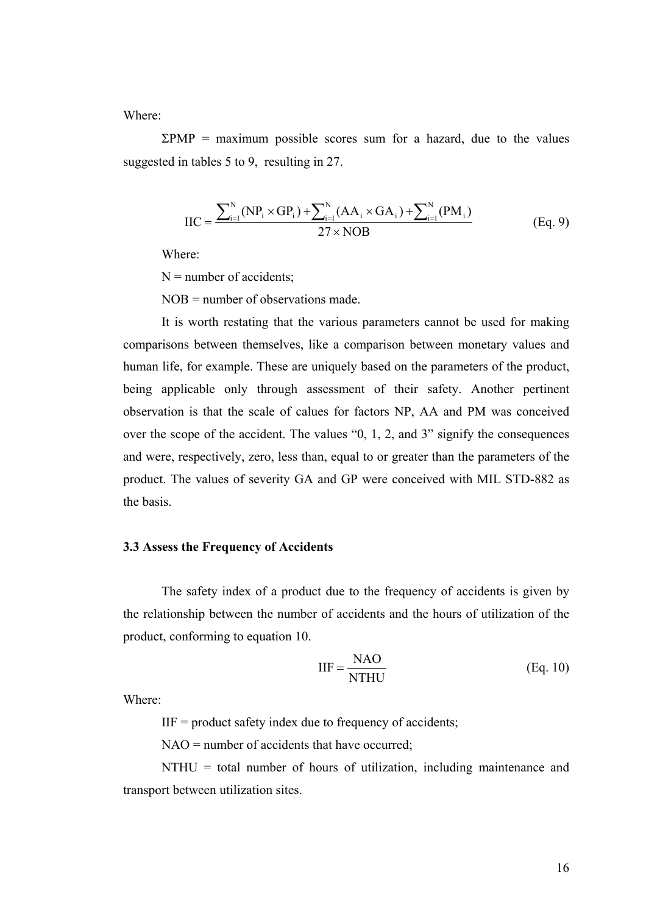Where:

ΣPMP = maximum possible scores sum for a hazard, due to the values suggested in tables 5 to 9, resulting in 27.

$$IIC = \frac{\sum_{i=1}^{N}(NP_i \times GP_i) + \sum_{i=1}^{N}(AA_i \times GA_i) + \sum_{i=1}^{N}(PM_i)}{27 \times NOB} \quad \text{(Eq. 9)}$$

Where:

N = number of accidents;

NOB = number of observations made.

It is worth restating that the various parameters cannot be used for making comparisons between themselves, like a comparison between monetary values and human life, for example. These are uniquely based on the parameters of the product, being applicable only through assessment of their safety. Another pertinent observation is that the scale of calues for factors NP, AA and PM was conceived over the scope of the accident. The values "0, 1, 2, and 3" signify the consequences and were, respectively, zero, less than, equal to or greater than the parameters of the product. The values of severity GA and GP were conceived with MIL STD-882 as the basis.

### 3.3 Assess the Frequency of Accidents

The safety index of a product due to the frequency of accidents is given by the relationship between the number of accidents and the hours of utilization of the product, conforming to equation 10.

$$IIF = \frac{NAO}{NTHU} \quad \text{(Eq. 10)}$$

Where:

IIF = product safety index due to frequency of accidents;

NAO = number of accidents that have occurred;

NTHU = total number of hours of utilization, including maintenance and transport between utilization sites.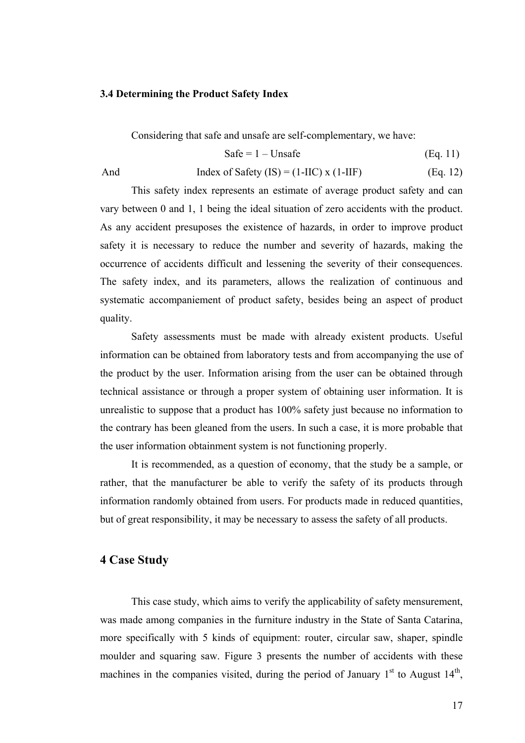### 3.4 Determining the Product Safety Index

Considering that safe and unsafe are self-complementary, we have:

$$\text{Safe} = 1 - \text{Unsafe} \qquad \text{(Eq. 11)}$$

And

$$\text{Index of Safety (IS)} = (1\text{-IIC}) \times (1\text{-IIF}) \qquad \text{(Eq. 12)}$$

This safety index represents an estimate of average product safety and can vary between 0 and 1, 1 being the ideal situation of zero accidents with the product. As any accident presuposes the existence of hazards, in order to improve product safety it is necessary to reduce the number and severity of hazards, making the occurrence of accidents difficult and lessening the severity of their consequences. The safety index, and its parameters, allows the realization of continuous and systematic accompaniement of product safety, besides being an aspect of product quality.

Safety assessments must be made with already existent products. Useful information can be obtained from laboratory tests and from accompanying the use of the product by the user. Information arising from the user can be obtained through technical assistance or through a proper system of obtaining user information. It is unrealistic to suppose that a product has 100% safety just because no information to the contrary has been gleaned from the users. In such a case, it is more probable that the user information obtainment system is not functioning properly.

It is recommended, as a question of economy, that the study be a sample, or rather, that the manufacturer be able to verify the safety of its products through information randomly obtained from users. For products made in reduced quantities, but of great responsibility, it may be necessary to assess the safety of all products.

## 4 Case Study

This case study, which aims to verify the applicability of safety mensurement, was made among companies in the furniture industry in the State of Santa Catarina, more specifically with 5 kinds of equipment: router, circular saw, shaper, spindle moulder and squaring saw. Figure 3 presents the number of accidents with these machines in the companies visited, during the period of January 1st to August 14th,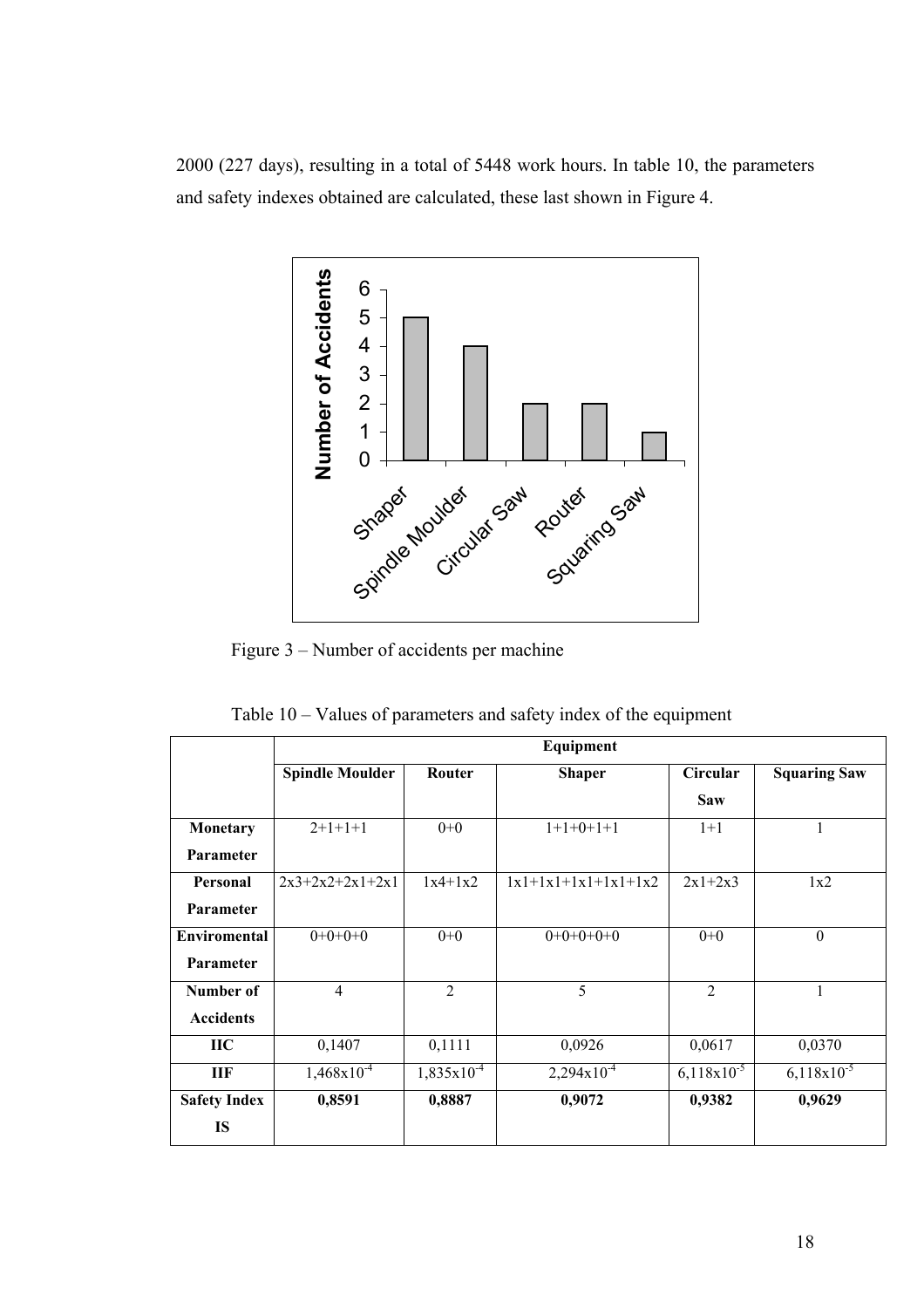2000 (227 days), resulting in a total of 5448 work hours. In table 10, the parameters and safety indexes obtained are calculated, these last shown in Figure 4.

Number of Accidents

6
5
4
3
2
1
0

Shaper
Spindle Moulder
Circular Saw
Router
Squaring Saw

Figure 3 – Number of accidents per machine

Table 10 – Values of parameters and safety index of the equipment

| | Equipment | | | | |
|---|---|---|---|---|---|
| | **Spindle Moulder** | **Router** | **Shaper** | **Circular Saw** | **Squaring Saw** |
| **Monetary Parameter** | 2+1+1+1 | 0+0 | 1+1+0+1+1 | 1+1 | 1 |
| **Personal Parameter** | 2x3+2x2+2x1+2x1 | 1x4+1x2 | 1x1+1x1+1x1+1x1+1x2 | 2x1+2x3 | 1x2 |
| **Enviromental Parameter** | 0+0+0+0 | 0+0 | 0+0+0+0+0 | 0+0 | 0 |
| **Number of Accidents** | 4 | 2 | 5 | 2 | 1 |
| **IIC** | 0,1407 | 0,1111 | 0,0926 | 0,0617 | 0,0370 |
| **IIF** | $1{,}468 \times 10^{-4}$ | $1{,}835 \times 10^{-4}$ | $2{,}294 \times 10^{-4}$ | $6{,}118 \times 10^{-5}$ | $6{,}118 \times 10^{-5}$ |
| **Safety Index IS** | **0,8591** | **0,8887** | **0,9072** | **0,9382** | **0,9629** |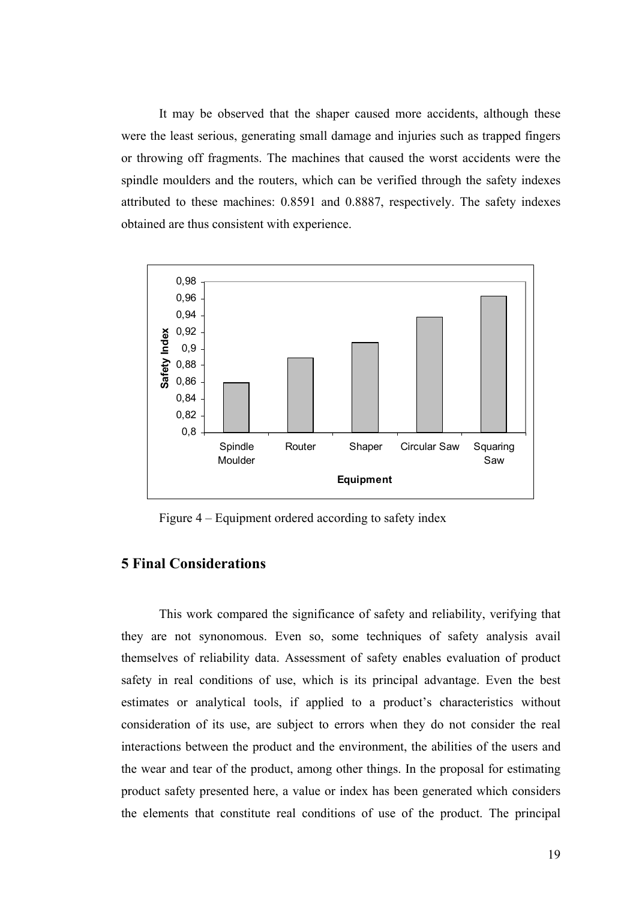It may be observed that the shaper caused more accidents, although these were the least serious, generating small damage and injuries such as trapped fingers or throwing off fragments. The machines that caused the worst accidents were the spindle moulders and the routers, which can be verified through the safety indexes attributed to these machines: 0.8591 and 0.8887, respectively. The safety indexes obtained are thus consistent with experience.

Safety Index

0,98
0,96
0,94
0,92
0,9
0,88
0,86
0,84
0,82
0,8

Spindle Moulder
Router
Shaper
Circular Saw
Squaring Saw

Equipment

Figure 4 – Equipment ordered according to safety index

## 5 Final Considerations

This work compared the significance of safety and reliability, verifying that they are not synonomous. Even so, some techniques of safety analysis avail themselves of reliability data. Assessment of safety enables evaluation of product safety in real conditions of use, which is its principal advantage. Even the best estimates or analytical tools, if applied to a product's characteristics without consideration of its use, are subject to errors when they do not consider the real interactions between the product and the environment, the abilities of the users and the wear and tear of the product, among other things. In the proposal for estimating product safety presented here, a value or index has been generated which considers the elements that constitute real conditions of use of the product. The principal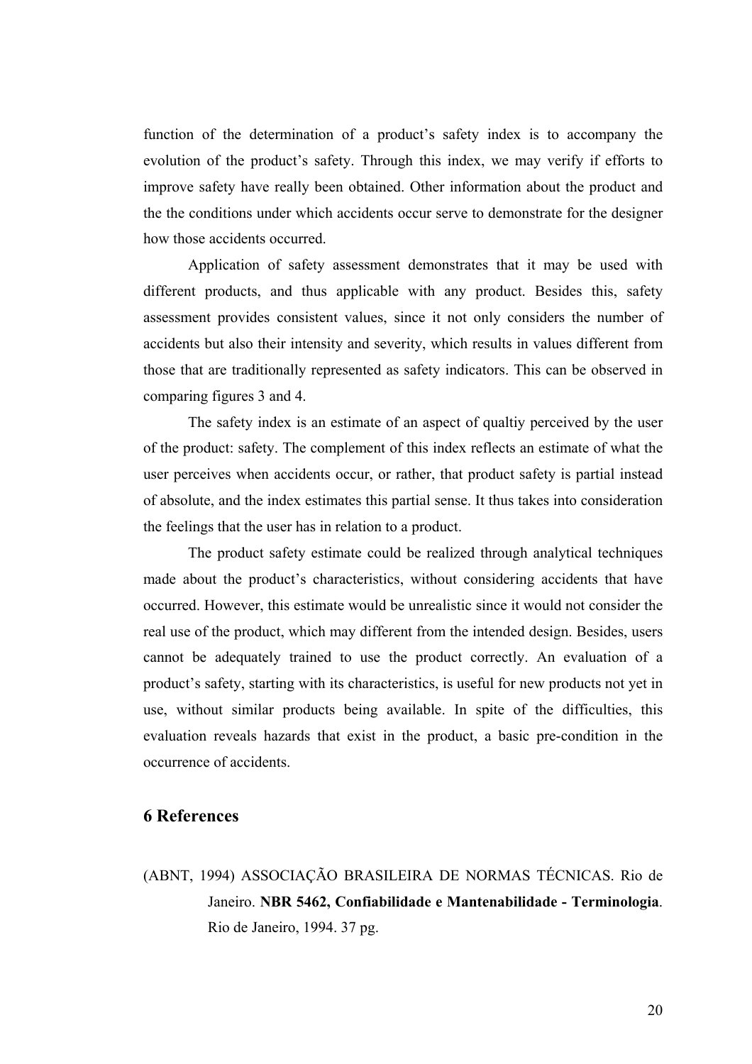function of the determination of a product's safety index is to accompany the evolution of the product's safety. Through this index, we may verify if efforts to improve safety have really been obtained. Other information about the product and the the conditions under which accidents occur serve to demonstrate for the designer how those accidents occurred.

Application of safety assessment demonstrates that it may be used with different products, and thus applicable with any product. Besides this, safety assessment provides consistent values, since it not only considers the number of accidents but also their intensity and severity, which results in values different from those that are traditionally represented as safety indicators. This can be observed in comparing figures 3 and 4.

The safety index is an estimate of an aspect of qualtiy perceived by the user of the product: safety. The complement of this index reflects an estimate of what the user perceives when accidents occur, or rather, that product safety is partial instead of absolute, and the index estimates this partial sense. It thus takes into consideration the feelings that the user has in relation to a product.

The product safety estimate could be realized through analytical techniques made about the product's characteristics, without considering accidents that have occurred. However, this estimate would be unrealistic since it would not consider the real use of the product, which may different from the intended design. Besides, users cannot be adequately trained to use the product correctly. An evaluation of a product's safety, starting with its characteristics, is useful for new products not yet in use, without similar products being available. In spite of the difficulties, this evaluation reveals hazards that exist in the product, a basic pre-condition in the occurrence of accidents.

## 6 References

(ABNT, 1994) ASSOCIAÇÃO BRASILEIRA DE NORMAS TÉCNICAS. Rio de Janeiro. **NBR 5462, Confiabilidade e Mantenabilidade - Terminologia**. Rio de Janeiro, 1994. 37 pg.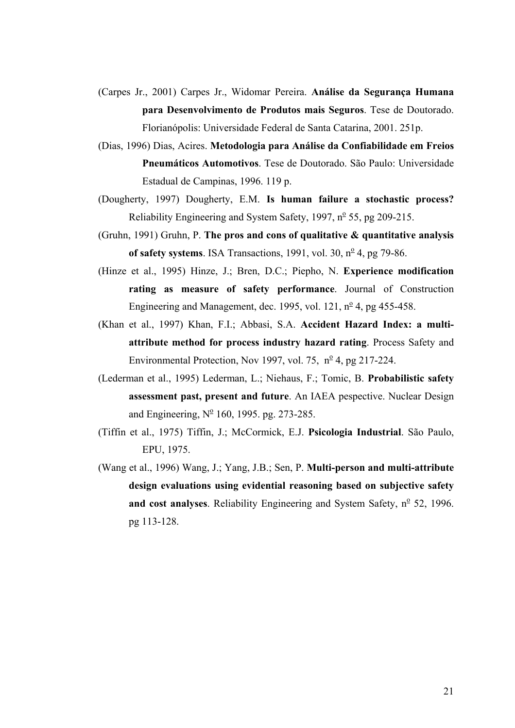(Carpes Jr., 2001) Carpes Jr., Widomar Pereira. **Análise da Segurança Humana para Desenvolvimento de Produtos mais Seguros**. Tese de Doutorado. Florianópolis: Universidade Federal de Santa Catarina, 2001. 251p.

(Dias, 1996) Dias, Acires. **Metodologia para Análise da Confiabilidade em Freios Pneumáticos Automotivos**. Tese de Doutorado. São Paulo: Universidade Estadual de Campinas, 1996. 119 p.

(Dougherty, 1997) Dougherty, E.M. **Is human failure a stochastic process?** Reliability Engineering and System Safety, 1997, nº 55, pg 209-215.

(Gruhn, 1991) Gruhn, P. **The pros and cons of qualitative & quantitative analysis of safety systems**. ISA Transactions, 1991, vol. 30, nº 4, pg 79-86.

(Hinze et al., 1995) Hinze, J.; Bren, D.C.; Piepho, N. **Experience modification rating as measure of safety performance**. Journal of Construction Engineering and Management, dec. 1995, vol. 121, nº 4, pg 455-458.

(Khan et al., 1997) Khan, F.I.; Abbasi, S.A. **Accident Hazard Index: a multi-attribute method for process industry hazard rating**. Process Safety and Environmental Protection, Nov 1997, vol. 75, nº 4, pg 217-224.

(Lederman et al., 1995) Lederman, L.; Niehaus, F.; Tomic, B. **Probabilistic safety assessment past, present and future**. An IAEA pespective. Nuclear Design and Engineering, Nº 160, 1995. pg. 273-285.

(Tiffin et al., 1975) Tiffin, J.; McCormick, E.J. **Psicologia Industrial**. São Paulo, EPU, 1975.

(Wang et al., 1996) Wang, J.; Yang, J.B.; Sen, P. **Multi-person and multi-attribute design evaluations using evidential reasoning based on subjective safety and cost analyses**. Reliability Engineering and System Safety, nº 52, 1996. pg 113-128.